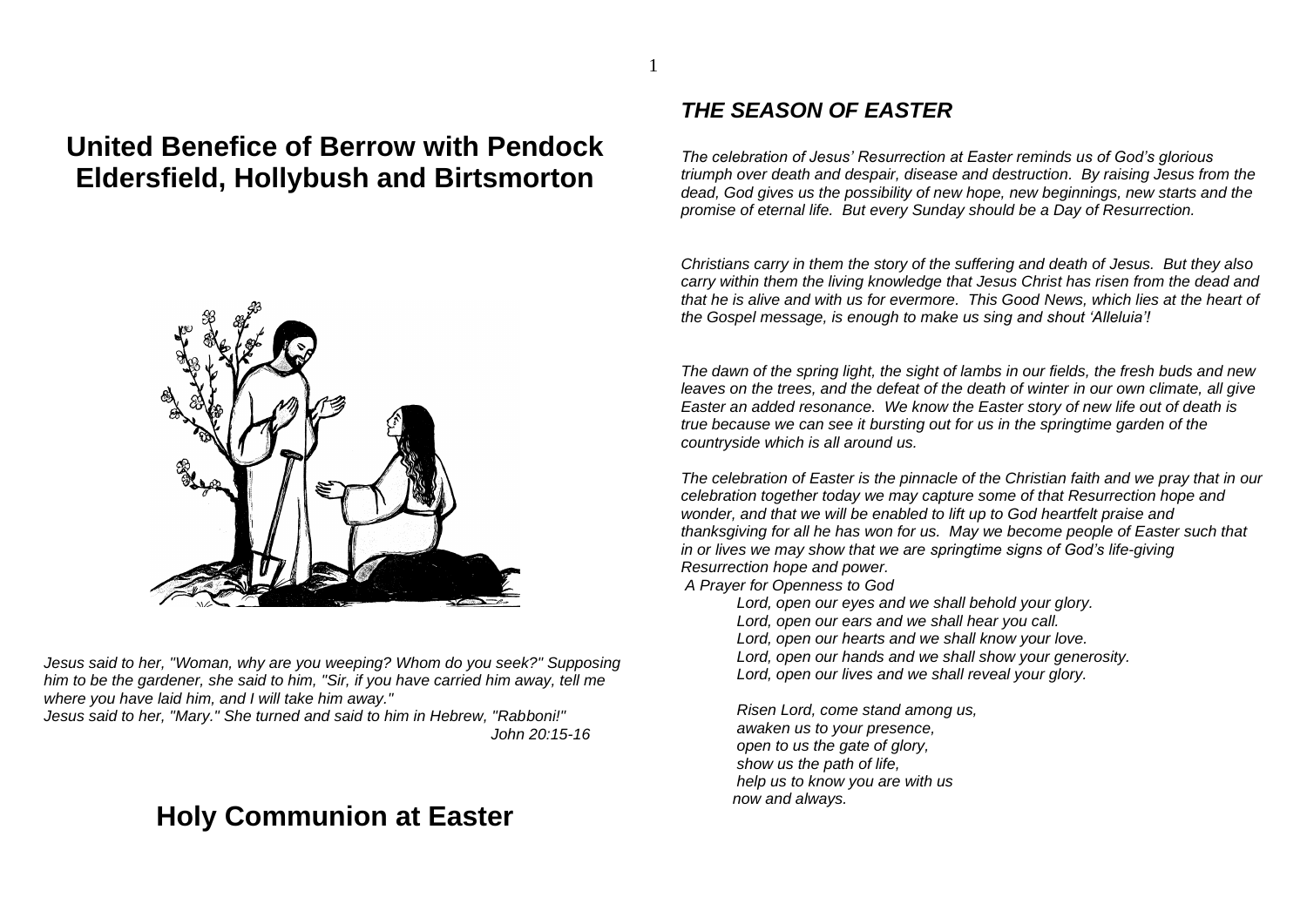# United Benefice of Berrow with Pendock Eldersfield, Hollybush and Birtsmorton

*Jesus said to her, "Woman, why are you weeping? Whom do you seek?" Supposing him to be the gardener, she said to him, "Sir, if you have carried him away, tell me where you have laid him, and I will take him away."*
*Jesus said to her, "Mary." She turned and said to him in Hebrew, "Rabboni!"*
*John 20:15-16*

# Holy Communion at Easter

## *THE SEASON OF EASTER*

*The celebration of Jesus' Resurrection at Easter reminds us of God's glorious triumph over death and despair, disease and destruction. By raising Jesus from the dead, God gives us the possibility of new hope, new beginnings, new starts and the promise of eternal life. But every Sunday should be a Day of Resurrection.*

*Christians carry in them the story of the suffering and death of Jesus. But they also carry within them the living knowledge that Jesus Christ has risen from the dead and that he is alive and with us for evermore. This Good News, which lies at the heart of the Gospel message, is enough to make us sing and shout 'Alleluia'!*

*The dawn of the spring light, the sight of lambs in our fields, the fresh buds and new leaves on the trees, and the defeat of the death of winter in our own climate, all give Easter an added resonance. We know the Easter story of new life out of death is true because we can see it bursting out for us in the springtime garden of the countryside which is all around us.*

*The celebration of Easter is the pinnacle of the Christian faith and we pray that in our celebration together today we may capture some of that Resurrection hope and wonder, and that we will be enabled to lift up to God heartfelt praise and thanksgiving for all he has won for us. May we become people of Easter such that in or lives we may show that we are springtime signs of God's life-giving Resurrection hope and power.*

*A Prayer for Openness to God*

*Lord, open our eyes and we shall behold your glory.*
*Lord, open our ears and we shall hear you call.*
*Lord, open our hearts and we shall know your love.*
*Lord, open our hands and we shall show your generosity.*
*Lord, open our lives and we shall reveal your glory.*

*Risen Lord, come stand among us,*
*awaken us to your presence,*
*open to us the gate of glory,*
*show us the path of life,*
*help us to know you are with us*
*now and always.*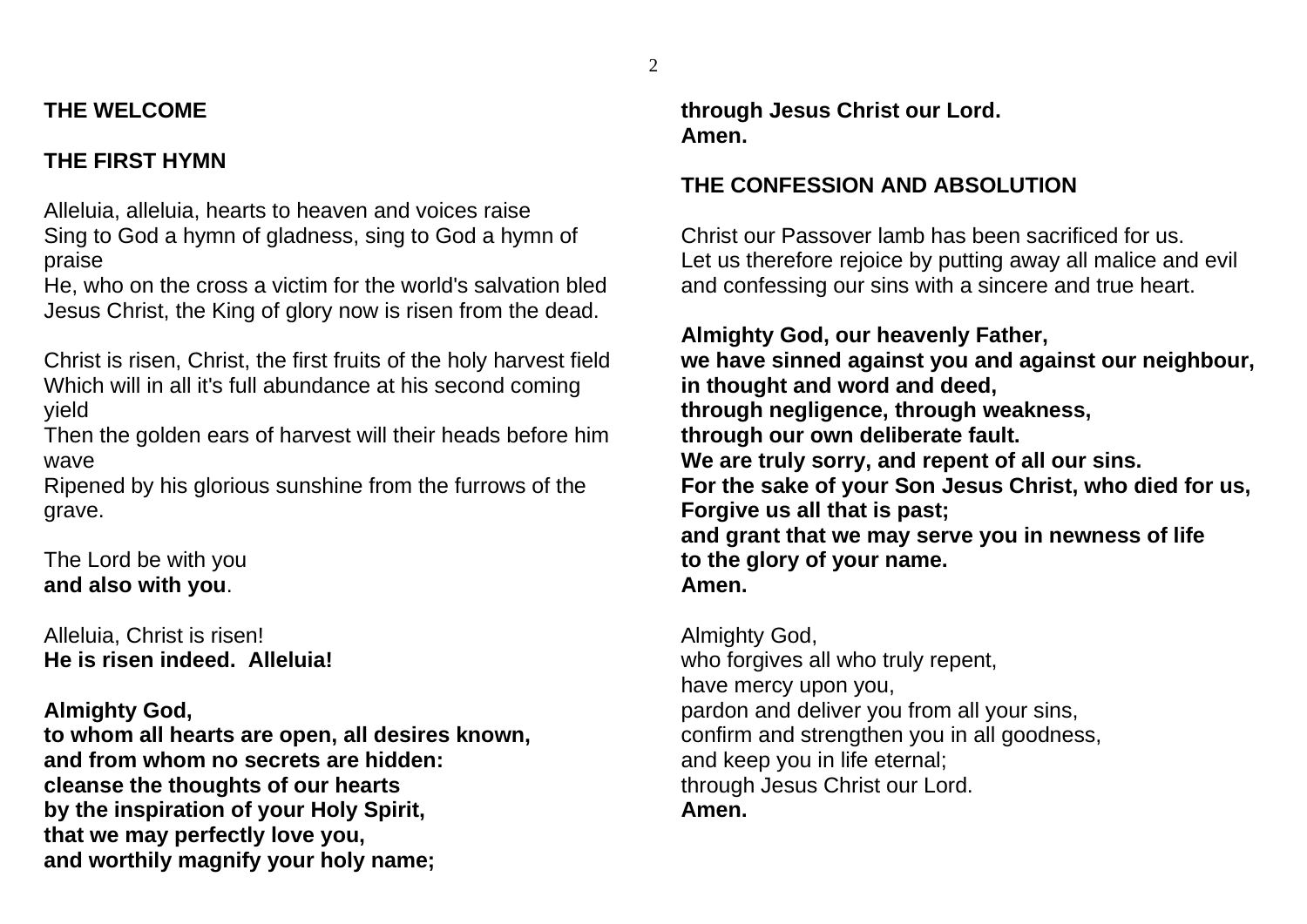**THE WELCOME**

**THE FIRST HYMN**

Alleluia, alleluia, hearts to heaven and voices raise
Sing to God a hymn of gladness, sing to God a hymn of praise
He, who on the cross a victim for the world's salvation bled
Jesus Christ, the King of glory now is risen from the dead.

Christ is risen, Christ, the first fruits of the holy harvest field
Which will in all it's full abundance at his second coming yield
Then the golden ears of harvest will their heads before him wave
Ripened by his glorious sunshine from the furrows of the grave.

The Lord be with you
**and also with you**.

Alleluia, Christ is risen!
**He is risen indeed. Alleluia!**

**Almighty God,**
**to whom all hearts are open, all desires known,**
**and from whom no secrets are hidden:**
**cleanse the thoughts of our hearts**
**by the inspiration of your Holy Spirit,**
**that we may perfectly love you,**
**and worthily magnify your holy name;**
**through Jesus Christ our Lord.**
**Amen.**

**THE CONFESSION AND ABSOLUTION**

Christ our Passover lamb has been sacrificed for us.
Let us therefore rejoice by putting away all malice and evil and confessing our sins with a sincere and true heart.

**Almighty God, our heavenly Father,**
**we have sinned against you and against our neighbour,**
**in thought and word and deed,**
**through negligence, through weakness,**
**through our own deliberate fault.**
**We are truly sorry, and repent of all our sins.**
**For the sake of your Son Jesus Christ, who died for us,**
**Forgive us all that is past;**
**and grant that we may serve you in newness of life**
**to the glory of your name.**
**Amen.**

Almighty God,
who forgives all who truly repent,
have mercy upon you,
pardon and deliver you from all your sins,
confirm and strengthen you in all goodness,
and keep you in life eternal;
through Jesus Christ our Lord.
**Amen.**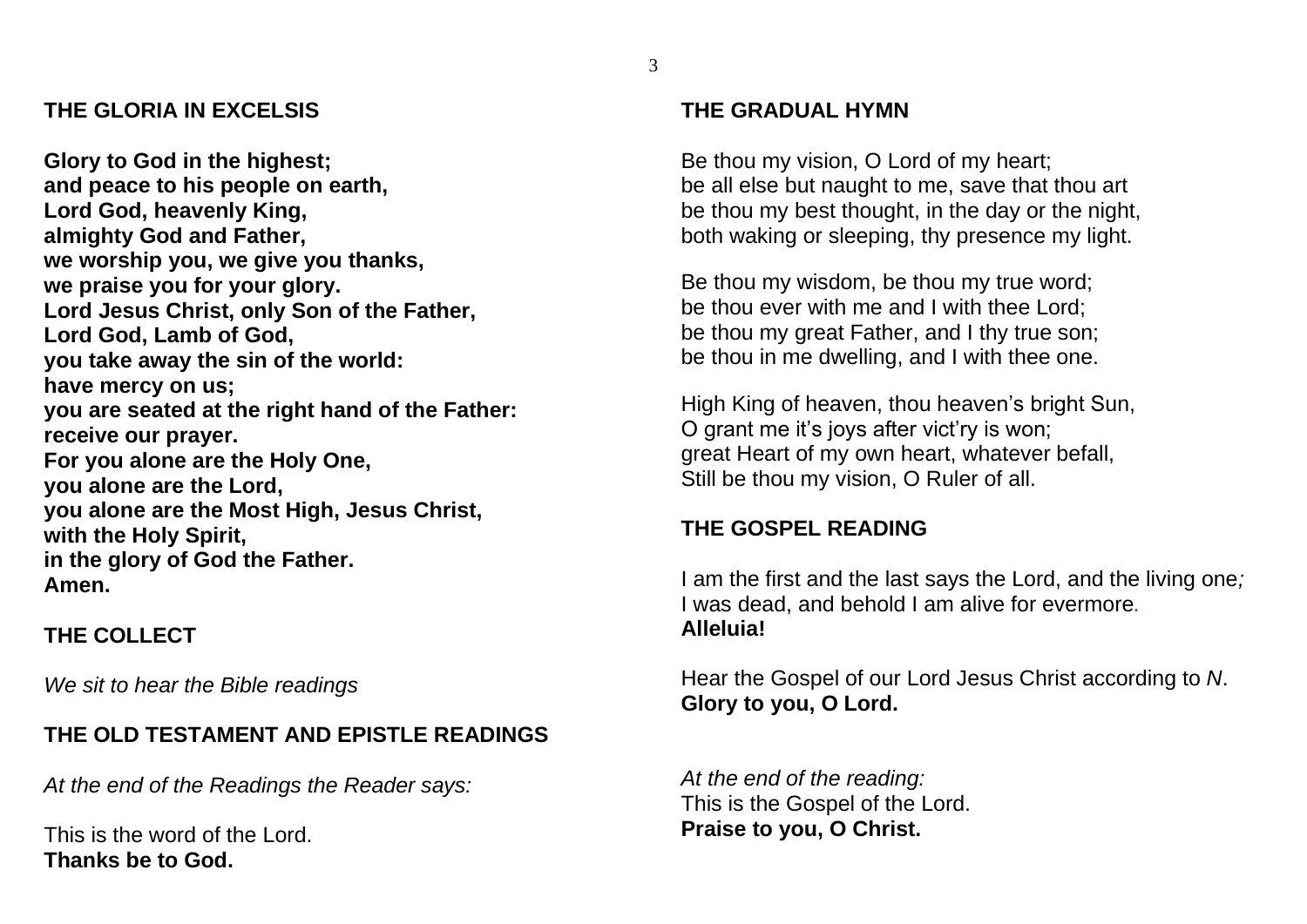## THE GLORIA IN EXCELSIS

**Glory to God in the highest;**
**and peace to his people on earth,**
**Lord God, heavenly King,**
**almighty God and Father,**
**we worship you, we give you thanks,**
**we praise you for your glory.**
**Lord Jesus Christ, only Son of the Father,**
**Lord God, Lamb of God,**
**you take away the sin of the world:**
**have mercy on us;**
**you are seated at the right hand of the Father:**
**receive our prayer.**
**For you alone are the Holy One,**
**you alone are the Lord,**
**you alone are the Most High, Jesus Christ,**
**with the Holy Spirit,**
**in the glory of God the Father.**
**Amen.**

## THE COLLECT

*We sit to hear the Bible readings*

## THE OLD TESTAMENT AND EPISTLE READINGS

*At the end of the Readings the Reader says:*

This is the word of the Lord.
**Thanks be to God.**

## THE GRADUAL HYMN

Be thou my vision, O Lord of my heart;
be all else but naught to me, save that thou art
be thou my best thought, in the day or the night,
both waking or sleeping, thy presence my light.

Be thou my wisdom, be thou my true word;
be thou ever with me and I with thee Lord;
be thou my great Father, and I thy true son;
be thou in me dwelling, and I with thee one.

High King of heaven, thou heaven's bright Sun,
O grant me it's joys after vict'ry is won;
great Heart of my own heart, whatever befall,
Still be thou my vision, O Ruler of all.

## THE GOSPEL READING

I am the first and the last says the Lord, and the living one*;*
I was dead, and behold I am alive for evermore.
**Alleluia!**

Hear the Gospel of our Lord Jesus Christ according to *N*.
**Glory to you, O Lord.**

*At the end of the reading:*
This is the Gospel of the Lord.
**Praise to you, O Christ.**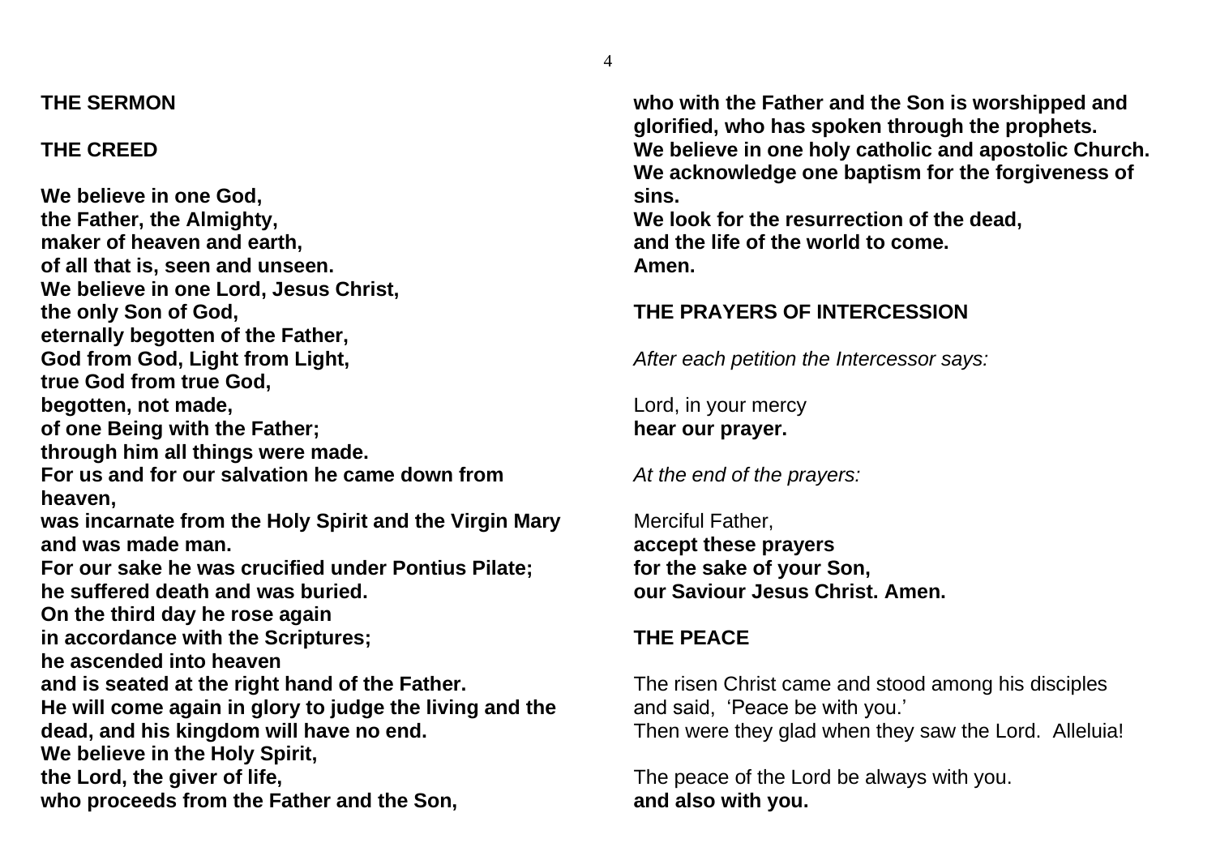**THE SERMON**

**THE CREED**

**We believe in one God,**
**the Father, the Almighty,**
**maker of heaven and earth,**
**of all that is, seen and unseen.**
**We believe in one Lord, Jesus Christ,**
**the only Son of God,**
**eternally begotten of the Father,**
**God from God, Light from Light,**
**true God from true God,**
**begotten, not made,**
**of one Being with the Father;**
**through him all things were made.**
**For us and for our salvation he came down from heaven,**
**was incarnate from the Holy Spirit and the Virgin Mary and was made man.**
**For our sake he was crucified under Pontius Pilate;**
**he suffered death and was buried.**
**On the third day he rose again**
**in accordance with the Scriptures;**
**he ascended into heaven**
**and is seated at the right hand of the Father.**
**He will come again in glory to judge the living and the dead, and his kingdom will have no end.**
**We believe in the Holy Spirit,**
**the Lord, the giver of life,**
**who proceeds from the Father and the Son,**
**who with the Father and the Son is worshipped and glorified, who has spoken through the prophets.**
**We believe in one holy catholic and apostolic Church.**
**We acknowledge one baptism for the forgiveness of sins.**
**We look for the resurrection of the dead,**
**and the life of the world to come.**
**Amen.**

**THE PRAYERS OF INTERCESSION**

*After each petition the Intercessor says:*

Lord, in your mercy
**hear our prayer.**

*At the end of the prayers:*

Merciful Father,
**accept these prayers**
**for the sake of your Son,**
**our Saviour Jesus Christ. Amen.**

**THE PEACE**

The risen Christ came and stood among his disciples
and said, 'Peace be with you.'
Then were they glad when they saw the Lord. Alleluia!

The peace of the Lord be always with you.
**and also with you.**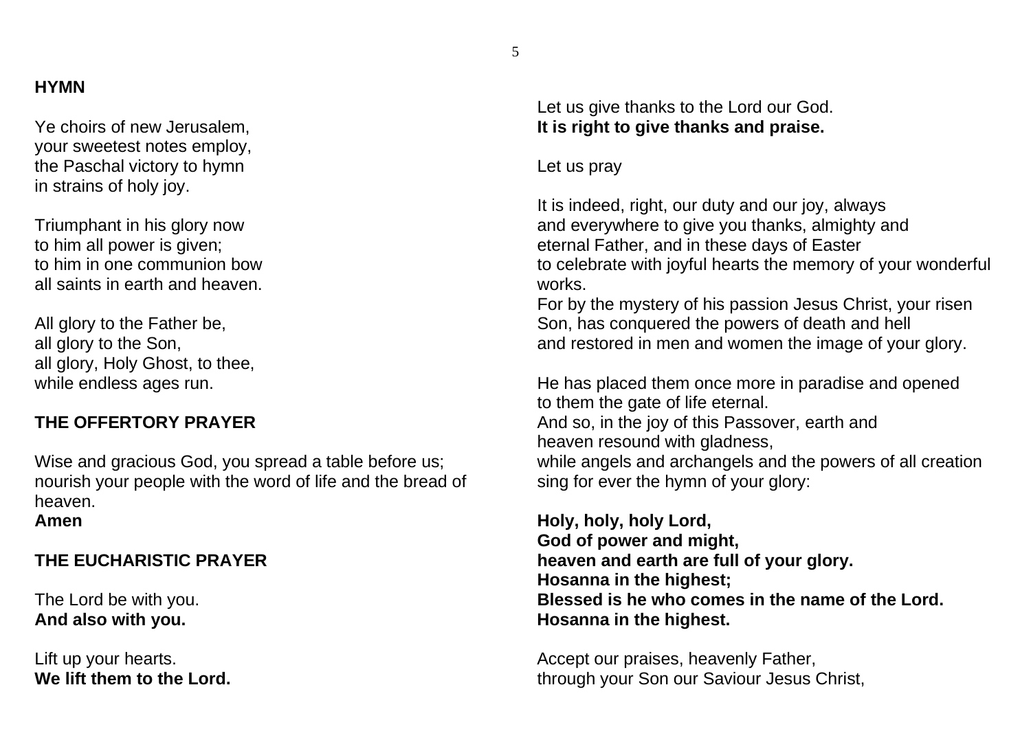## HYMN

Ye choirs of new Jerusalem,
your sweetest notes employ,
the Paschal victory to hymn
in strains of holy joy.

Triumphant in his glory now
to him all power is given;
to him in one communion bow
all saints in earth and heaven.

All glory to the Father be,
all glory to the Son,
all glory, Holy Ghost, to thee,
while endless ages run.

## THE OFFERTORY PRAYER

Wise and gracious God, you spread a table before us;
nourish your people with the word of life and the bread of heaven.
**Amen**

## THE EUCHARISTIC PRAYER

The Lord be with you.
**And also with you.**

Lift up your hearts.
**We lift them to the Lord.**

Let us give thanks to the Lord our God.
**It is right to give thanks and praise.**

Let us pray

It is indeed, right, our duty and our joy, always
and everywhere to give you thanks, almighty and
eternal Father, and in these days of Easter
to celebrate with joyful hearts the memory of your wonderful works.
For by the mystery of his passion Jesus Christ, your risen
Son, has conquered the powers of death and hell
and restored in men and women the image of your glory.

He has placed them once more in paradise and opened
to them the gate of life eternal.
And so, in the joy of this Passover, earth and
heaven resound with gladness,
while angels and archangels and the powers of all creation
sing for ever the hymn of your glory:

**Holy, holy, holy Lord,**
**God of power and might,**
**heaven and earth are full of your glory.**
**Hosanna in the highest;**
**Blessed is he who comes in the name of the Lord.**
**Hosanna in the highest.**

Accept our praises, heavenly Father,
through your Son our Saviour Jesus Christ,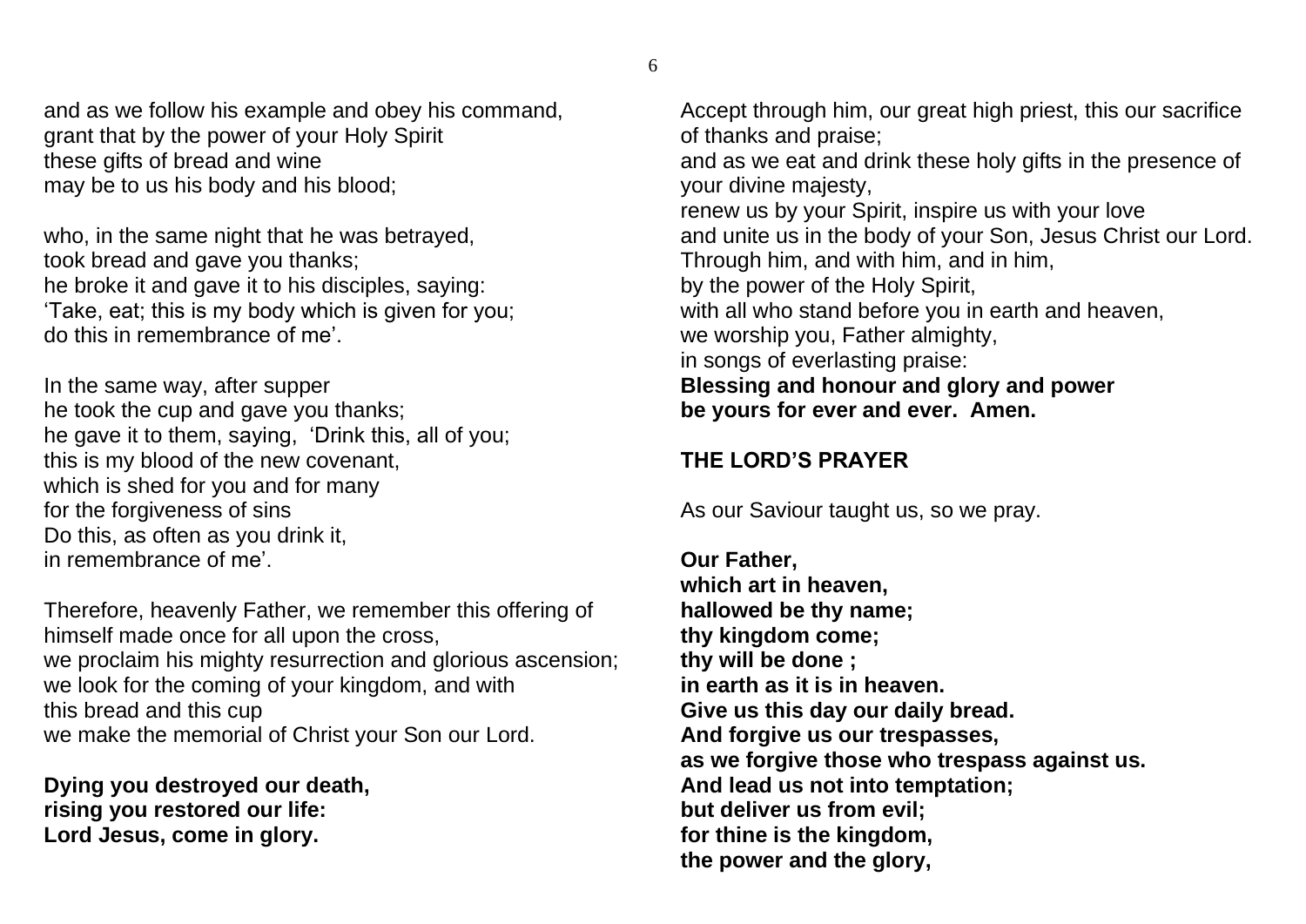and as we follow his example and obey his command,
grant that by the power of your Holy Spirit
these gifts of bread and wine
may be to us his body and his blood;

who, in the same night that he was betrayed,
took bread and gave you thanks;
he broke it and gave it to his disciples, saying:
'Take, eat; this is my body which is given for you;
do this in remembrance of me'.

In the same way, after supper
he took the cup and gave you thanks;
he gave it to them, saying, 'Drink this, all of you;
this is my blood of the new covenant,
which is shed for you and for many
for the forgiveness of sins
Do this, as often as you drink it,
in remembrance of me'.

Therefore, heavenly Father, we remember this offering of himself made once for all upon the cross,
we proclaim his mighty resurrection and glorious ascension;
we look for the coming of your kingdom, and with
this bread and this cup
we make the memorial of Christ your Son our Lord.

**Dying you destroyed our death,**
**rising you restored our life:**
**Lord Jesus, come in glory.**

Accept through him, our great high priest, this our sacrifice of thanks and praise;
and as we eat and drink these holy gifts in the presence of your divine majesty,
renew us by your Spirit, inspire us with your love
and unite us in the body of your Son, Jesus Christ our Lord.
Through him, and with him, and in him,
by the power of the Holy Spirit,
with all who stand before you in earth and heaven,
we worship you, Father almighty,
in songs of everlasting praise:
**Blessing and honour and glory and power**
**be yours for ever and ever. Amen.**

## THE LORD'S PRAYER

As our Saviour taught us, so we pray.

**Our Father,**
**which art in heaven,**
**hallowed be thy name;**
**thy kingdom come;**
**thy will be done ;**
**in earth as it is in heaven.**
**Give us this day our daily bread.**
**And forgive us our trespasses,**
**as we forgive those who trespass against us.**
**And lead us not into temptation;**
**but deliver us from evil;**
**for thine is the kingdom,**
**the power and the glory,**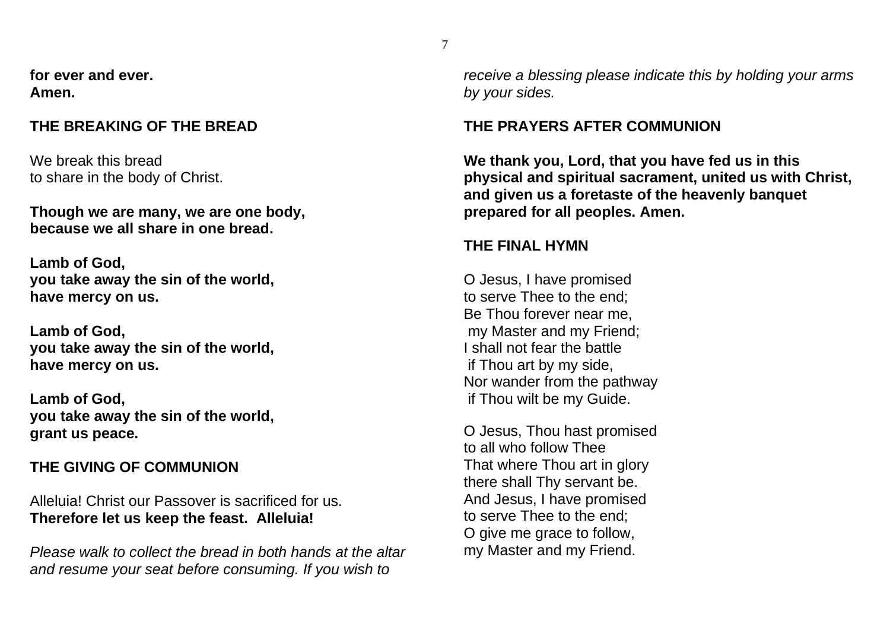**for ever and ever.**
**Amen.**

## THE BREAKING OF THE BREAD

We break this bread
to share in the body of Christ.

**Though we are many, we are one body,**
**because we all share in one bread.**

**Lamb of God,**
**you take away the sin of the world,**
**have mercy on us.**

**Lamb of God,**
**you take away the sin of the world,**
**have mercy on us.**

**Lamb of God,**
**you take away the sin of the world,**
**grant us peace.**

## THE GIVING OF COMMUNION

Alleluia! Christ our Passover is sacrificed for us.
**Therefore let us keep the feast. Alleluia!**

*Please walk to collect the bread in both hands at the altar and resume your seat before consuming. If you wish to receive a blessing please indicate this by holding your arms by your sides.*

## THE PRAYERS AFTER COMMUNION

**We thank you, Lord, that you have fed us in this physical and spiritual sacrament, united us with Christ, and given us a foretaste of the heavenly banquet prepared for all peoples. Amen.**

## THE FINAL HYMN

O Jesus, I have promised
to serve Thee to the end;
Be Thou forever near me,
my Master and my Friend;
I shall not fear the battle
if Thou art by my side,
Nor wander from the pathway
if Thou wilt be my Guide.

O Jesus, Thou hast promised
to all who follow Thee
That where Thou art in glory
there shall Thy servant be.
And Jesus, I have promised
to serve Thee to the end;
O give me grace to follow,
my Master and my Friend.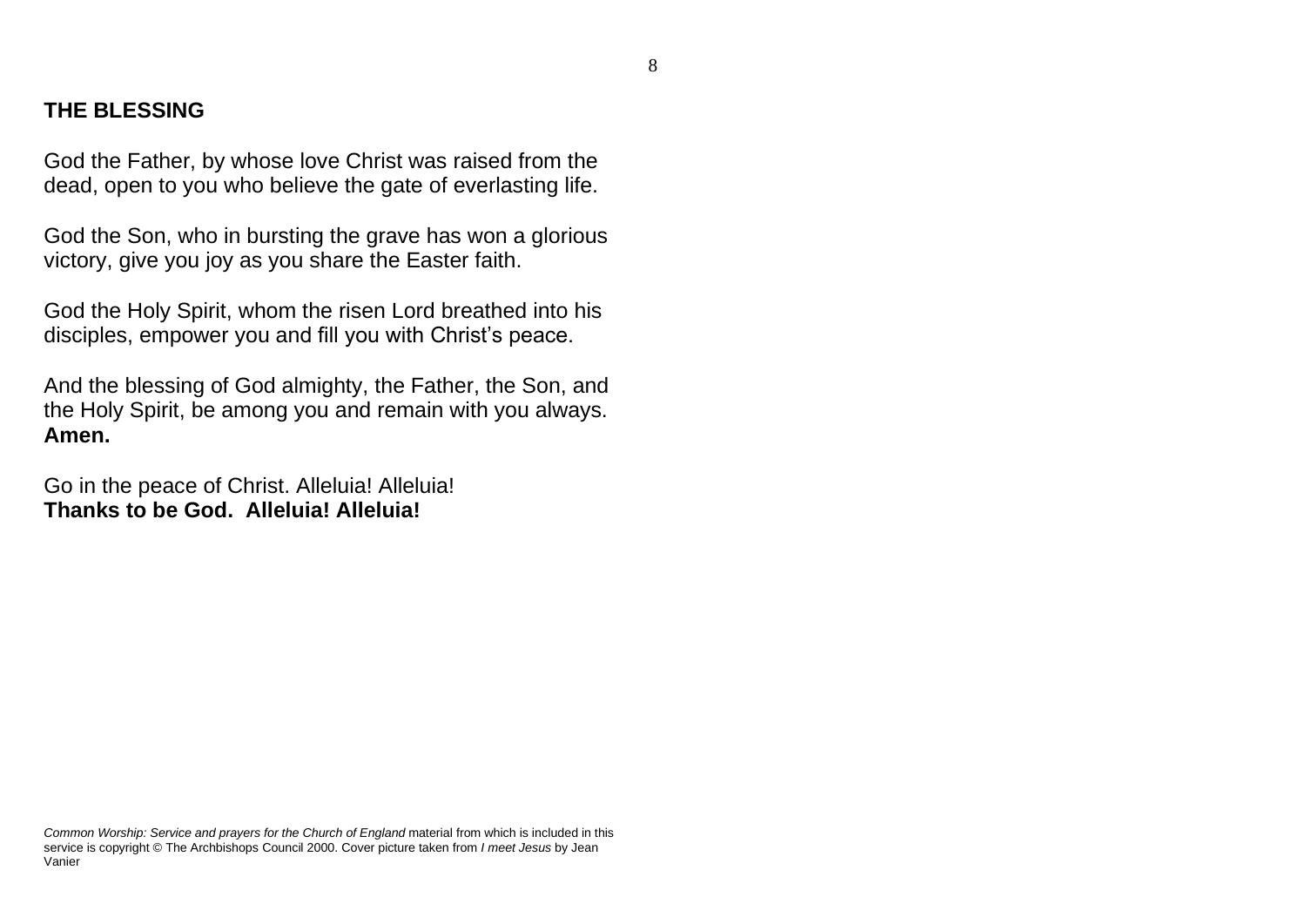## THE BLESSING

God the Father, by whose love Christ was raised from the dead, open to you who believe the gate of everlasting life.

God the Son, who in bursting the grave has won a glorious victory, give you joy as you share the Easter faith.

God the Holy Spirit, whom the risen Lord breathed into his disciples, empower you and fill you with Christ's peace.

And the blessing of God almighty, the Father, the Son, and the Holy Spirit, be among you and remain with you always.
**Amen.**

Go in the peace of Christ. Alleluia! Alleluia!
**Thanks to be God. Alleluia! Alleluia!**

*Common Worship: Service and prayers for the Church of England* material from which is included in this service is copyright © The Archbishops Council 2000. Cover picture taken from *I meet Jesus* by Jean Vanier